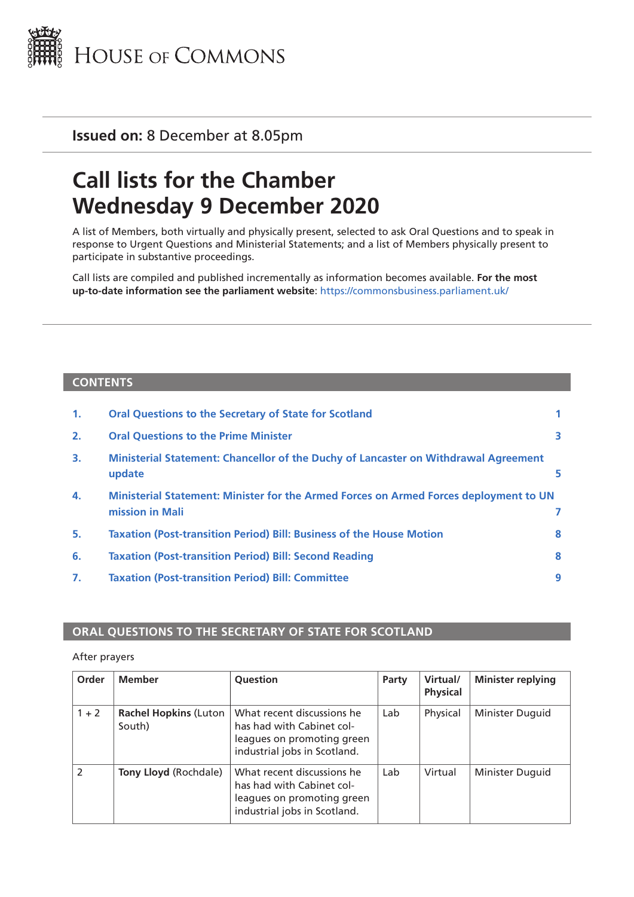House of Commons

**Issued on:** 8 December at 8.05pm

# Call lists for the Chamber
# Wednesday 9 December 2020

A list of Members, both virtually and physically present, selected to ask Oral Questions and to speak in response to Urgent Questions and Ministerial Statements; and a list of Members physically present to participate in substantive proceedings.

Call lists are compiled and published incrementally as information becomes available. **For the most up-to-date information see the parliament website**: https://commonsbusiness.parliament.uk/

## CONTENTS

1. Oral Questions to the Secretary of State for Scotland — 1
2. Oral Questions to the Prime Minister — 3
3. Ministerial Statement: Chancellor of the Duchy of Lancaster on Withdrawal Agreement update — 5
4. Ministerial Statement: Minister for the Armed Forces on Armed Forces deployment to UN mission in Mali — 7
5. Taxation (Post-transition Period) Bill: Business of the House Motion — 8
6. Taxation (Post-transition Period) Bill: Second Reading — 8
7. Taxation (Post-transition Period) Bill: Committee — 9

## ORAL QUESTIONS TO THE SECRETARY OF STATE FOR SCOTLAND

After prayers

| Order | Member | Question | Party | Virtual/ Physical | Minister replying |
|---|---|---|---|---|---|
| 1 + 2 | **Rachel Hopkins** (Luton South) | What recent discussions he has had with Cabinet colleagues on promoting green industrial jobs in Scotland. | Lab | Physical | Minister Duguid |
| 2 | **Tony Lloyd** (Rochdale) | What recent discussions he has had with Cabinet colleagues on promoting green industrial jobs in Scotland. | Lab | Virtual | Minister Duguid |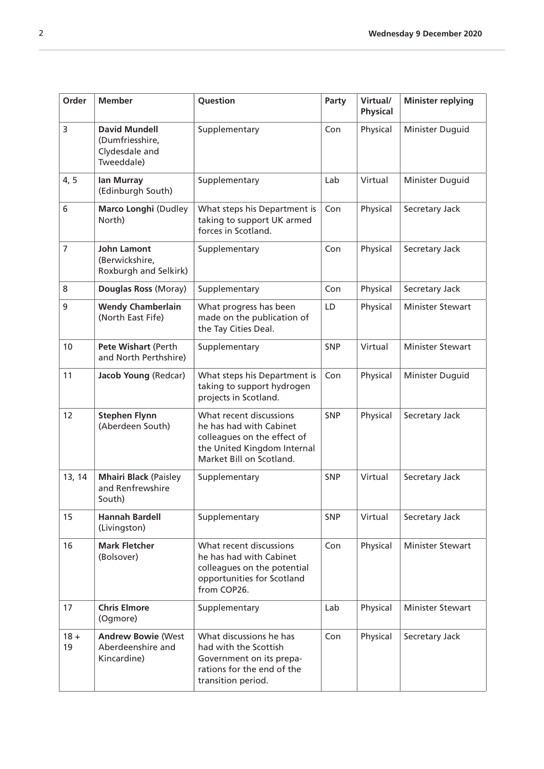| Order | Member | Question | Party | Virtual/ Physical | Minister replying |
|---|---|---|---|---|---|
| 3 | **David Mundell** (Dumfriesshire, Clydesdale and Tweeddale) | Supplementary | Con | Physical | Minister Duguid |
| 4, 5 | **Ian Murray** (Edinburgh South) | Supplementary | Lab | Virtual | Minister Duguid |
| 6 | **Marco Longhi** (Dudley North) | What steps his Department is taking to support UK armed forces in Scotland. | Con | Physical | Secretary Jack |
| 7 | **John Lamont** (Berwickshire, Roxburgh and Selkirk) | Supplementary | Con | Physical | Secretary Jack |
| 8 | **Douglas Ross** (Moray) | Supplementary | Con | Physical | Secretary Jack |
| 9 | **Wendy Chamberlain** (North East Fife) | What progress has been made on the publication of the Tay Cities Deal. | LD | Physical | Minister Stewart |
| 10 | **Pete Wishart** (Perth and North Perthshire) | Supplementary | SNP | Virtual | Minister Stewart |
| 11 | **Jacob Young** (Redcar) | What steps his Department is taking to support hydrogen projects in Scotland. | Con | Physical | Minister Duguid |
| 12 | **Stephen Flynn** (Aberdeen South) | What recent discussions he has had with Cabinet colleagues on the effect of the United Kingdom Internal Market Bill on Scotland. | SNP | Physical | Secretary Jack |
| 13, 14 | **Mhairi Black** (Paisley and Renfrewshire South) | Supplementary | SNP | Virtual | Secretary Jack |
| 15 | **Hannah Bardell** (Livingston) | Supplementary | SNP | Virtual | Secretary Jack |
| 16 | **Mark Fletcher** (Bolsover) | What recent discussions he has had with Cabinet colleagues on the potential opportunities for Scotland from COP26. | Con | Physical | Minister Stewart |
| 17 | **Chris Elmore** (Ogmore) | Supplementary | Lab | Physical | Minister Stewart |
| 18 + 19 | **Andrew Bowie** (West Aberdeenshire and Kincardine) | What discussions he has had with the Scottish Government on its preparations for the end of the transition period. | Con | Physical | Secretary Jack |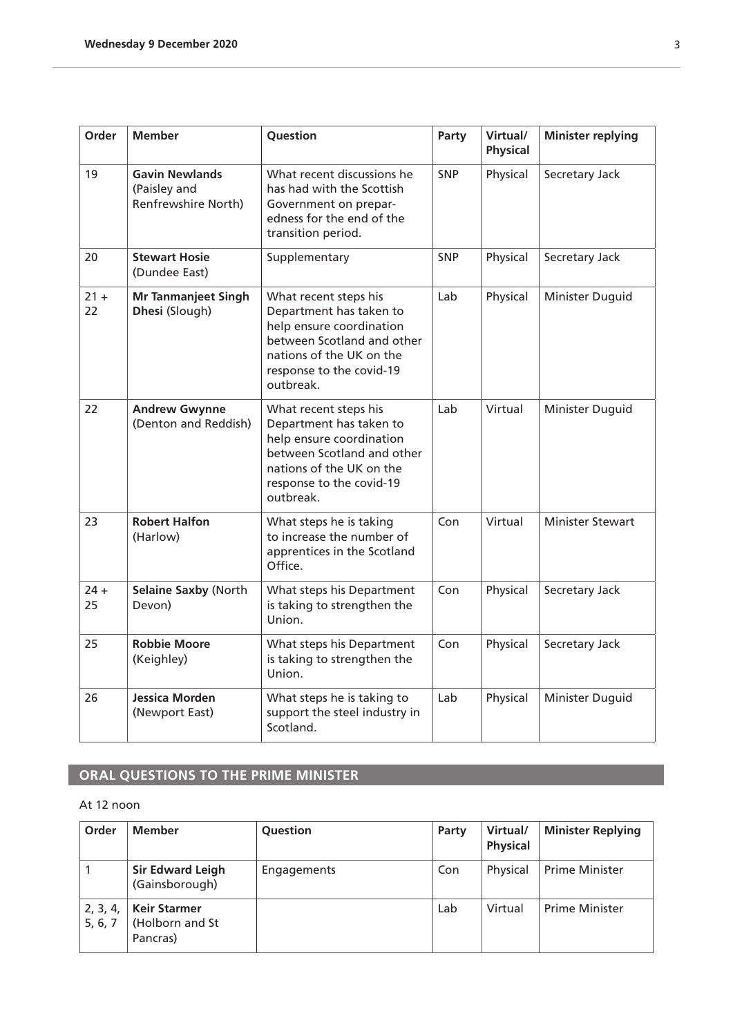| Order | Member | Question | Party | Virtual/ Physical | Minister replying |
|---|---|---|---|---|---|
| 19 | **Gavin Newlands** (Paisley and Renfrewshire North) | What recent discussions he has had with the Scottish Government on preparedness for the end of the transition period. | SNP | Physical | Secretary Jack |
| 20 | **Stewart Hosie** (Dundee East) | Supplementary | SNP | Physical | Secretary Jack |
| 21 + 22 | **Mr Tanmanjeet Singh Dhesi** (Slough) | What recent steps his Department has taken to help ensure coordination between Scotland and other nations of the UK on the response to the covid-19 outbreak. | Lab | Physical | Minister Duguid |
| 22 | **Andrew Gwynne** (Denton and Reddish) | What recent steps his Department has taken to help ensure coordination between Scotland and other nations of the UK on the response to the covid-19 outbreak. | Lab | Virtual | Minister Duguid |
| 23 | **Robert Halfon** (Harlow) | What steps he is taking to increase the number of apprentices in the Scotland Office. | Con | Virtual | Minister Stewart |
| 24 + 25 | **Selaine Saxby** (North Devon) | What steps his Department is taking to strengthen the Union. | Con | Physical | Secretary Jack |
| 25 | **Robbie Moore** (Keighley) | What steps his Department is taking to strengthen the Union. | Con | Physical | Secretary Jack |
| 26 | **Jessica Morden** (Newport East) | What steps he is taking to support the steel industry in Scotland. | Lab | Physical | Minister Duguid |

## ORAL QUESTIONS TO THE PRIME MINISTER

At 12 noon

| Order | Member | Question | Party | Virtual/ Physical | Minister Replying |
|---|---|---|---|---|---|
| 1 | **Sir Edward Leigh** (Gainsborough) | Engagements | Con | Physical | Prime Minister |
| 2, 3, 4, 5, 6, 7 | **Keir Starmer** (Holborn and St Pancras) | | Lab | Virtual | Prime Minister |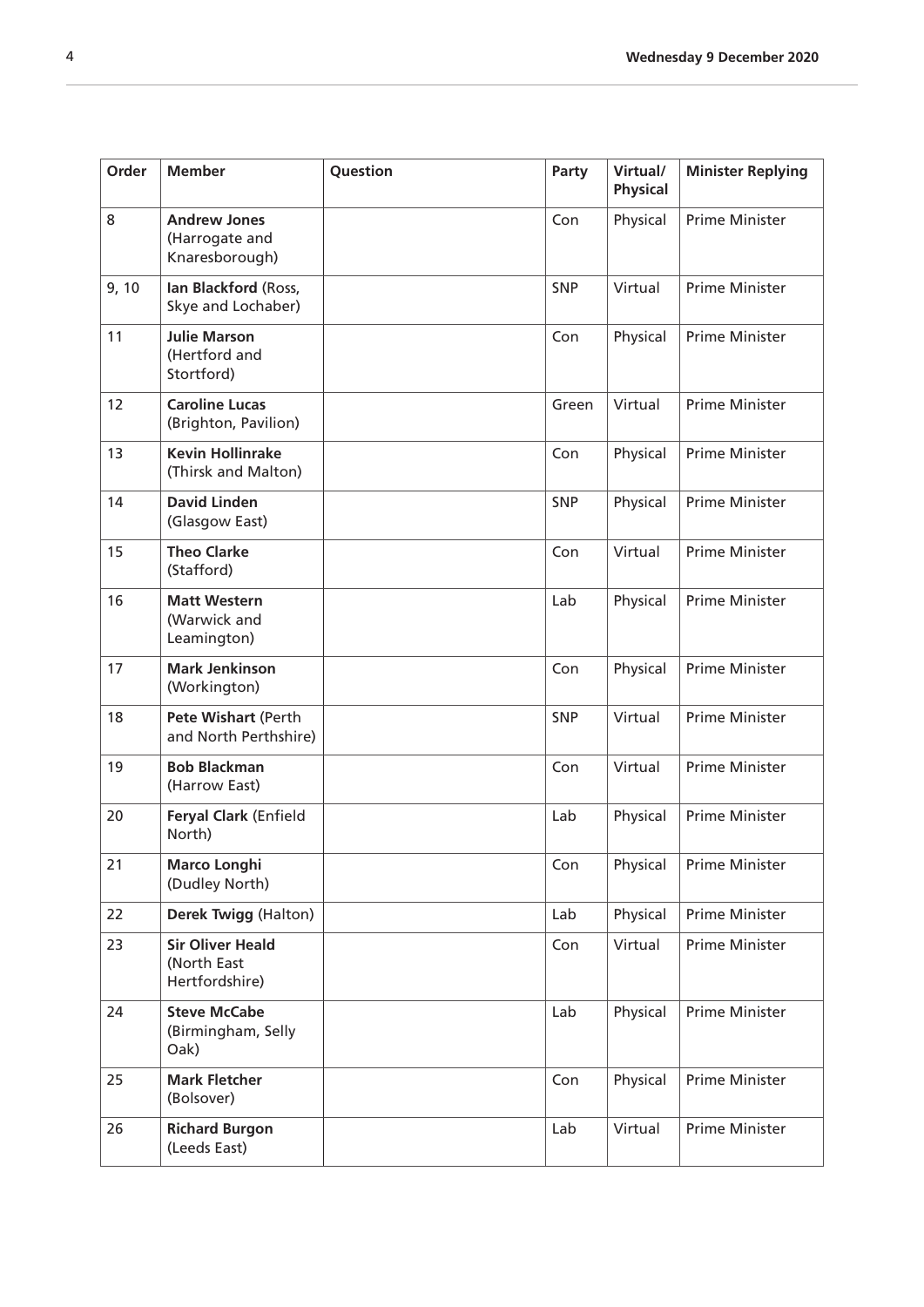| Order | Member | Question | Party | Virtual/ Physical | Minister Replying |
|---|---|---|---|---|---|
| 8 | **Andrew Jones** (Harrogate and Knaresborough) | | Con | Physical | Prime Minister |
| 9, 10 | **Ian Blackford** (Ross, Skye and Lochaber) | | SNP | Virtual | Prime Minister |
| 11 | **Julie Marson** (Hertford and Stortford) | | Con | Physical | Prime Minister |
| 12 | **Caroline Lucas** (Brighton, Pavilion) | | Green | Virtual | Prime Minister |
| 13 | **Kevin Hollinrake** (Thirsk and Malton) | | Con | Physical | Prime Minister |
| 14 | **David Linden** (Glasgow East) | | SNP | Physical | Prime Minister |
| 15 | **Theo Clarke** (Stafford) | | Con | Virtual | Prime Minister |
| 16 | **Matt Western** (Warwick and Leamington) | | Lab | Physical | Prime Minister |
| 17 | **Mark Jenkinson** (Workington) | | Con | Physical | Prime Minister |
| 18 | **Pete Wishart** (Perth and North Perthshire) | | SNP | Virtual | Prime Minister |
| 19 | **Bob Blackman** (Harrow East) | | Con | Virtual | Prime Minister |
| 20 | **Feryal Clark** (Enfield North) | | Lab | Physical | Prime Minister |
| 21 | **Marco Longhi** (Dudley North) | | Con | Physical | Prime Minister |
| 22 | **Derek Twigg** (Halton) | | Lab | Physical | Prime Minister |
| 23 | **Sir Oliver Heald** (North East Hertfordshire) | | Con | Virtual | Prime Minister |
| 24 | **Steve McCabe** (Birmingham, Selly Oak) | | Lab | Physical | Prime Minister |
| 25 | **Mark Fletcher** (Bolsover) | | Con | Physical | Prime Minister |
| 26 | **Richard Burgon** (Leeds East) | | Lab | Virtual | Prime Minister |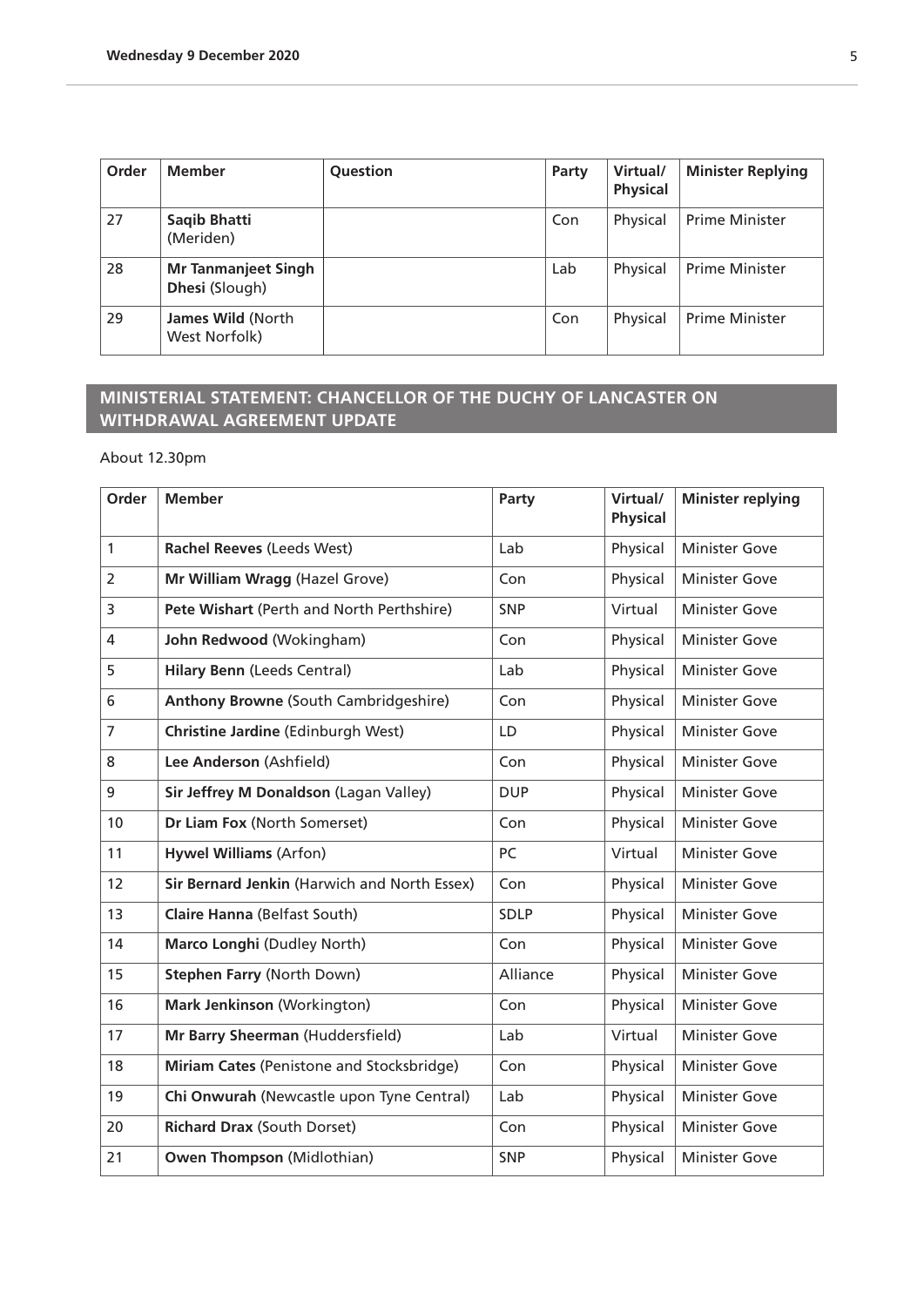| Order | Member | Question | Party | Virtual/ Physical | Minister Replying |
|---|---|---|---|---|---|
| 27 | **Saqib Bhatti** (Meriden) | | Con | Physical | Prime Minister |
| 28 | **Mr Tanmanjeet Singh Dhesi** (Slough) | | Lab | Physical | Prime Minister |
| 29 | **James Wild** (North West Norfolk) | | Con | Physical | Prime Minister |

## MINISTERIAL STATEMENT: CHANCELLOR OF THE DUCHY OF LANCASTER ON WITHDRAWAL AGREEMENT UPDATE

About 12.30pm

| Order | Member | Party | Virtual/ Physical | Minister replying |
|---|---|---|---|---|
| 1 | **Rachel Reeves** (Leeds West) | Lab | Physical | Minister Gove |
| 2 | **Mr William Wragg** (Hazel Grove) | Con | Physical | Minister Gove |
| 3 | **Pete Wishart** (Perth and North Perthshire) | SNP | Virtual | Minister Gove |
| 4 | **John Redwood** (Wokingham) | Con | Physical | Minister Gove |
| 5 | **Hilary Benn** (Leeds Central) | Lab | Physical | Minister Gove |
| 6 | **Anthony Browne** (South Cambridgeshire) | Con | Physical | Minister Gove |
| 7 | **Christine Jardine** (Edinburgh West) | LD | Physical | Minister Gove |
| 8 | **Lee Anderson** (Ashfield) | Con | Physical | Minister Gove |
| 9 | **Sir Jeffrey M Donaldson** (Lagan Valley) | DUP | Physical | Minister Gove |
| 10 | **Dr Liam Fox** (North Somerset) | Con | Physical | Minister Gove |
| 11 | **Hywel Williams** (Arfon) | PC | Virtual | Minister Gove |
| 12 | **Sir Bernard Jenkin** (Harwich and North Essex) | Con | Physical | Minister Gove |
| 13 | **Claire Hanna** (Belfast South) | SDLP | Physical | Minister Gove |
| 14 | **Marco Longhi** (Dudley North) | Con | Physical | Minister Gove |
| 15 | **Stephen Farry** (North Down) | Alliance | Physical | Minister Gove |
| 16 | **Mark Jenkinson** (Workington) | Con | Physical | Minister Gove |
| 17 | **Mr Barry Sheerman** (Huddersfield) | Lab | Virtual | Minister Gove |
| 18 | **Miriam Cates** (Penistone and Stocksbridge) | Con | Physical | Minister Gove |
| 19 | **Chi Onwurah** (Newcastle upon Tyne Central) | Lab | Physical | Minister Gove |
| 20 | **Richard Drax** (South Dorset) | Con | Physical | Minister Gove |
| 21 | **Owen Thompson** (Midlothian) | SNP | Physical | Minister Gove |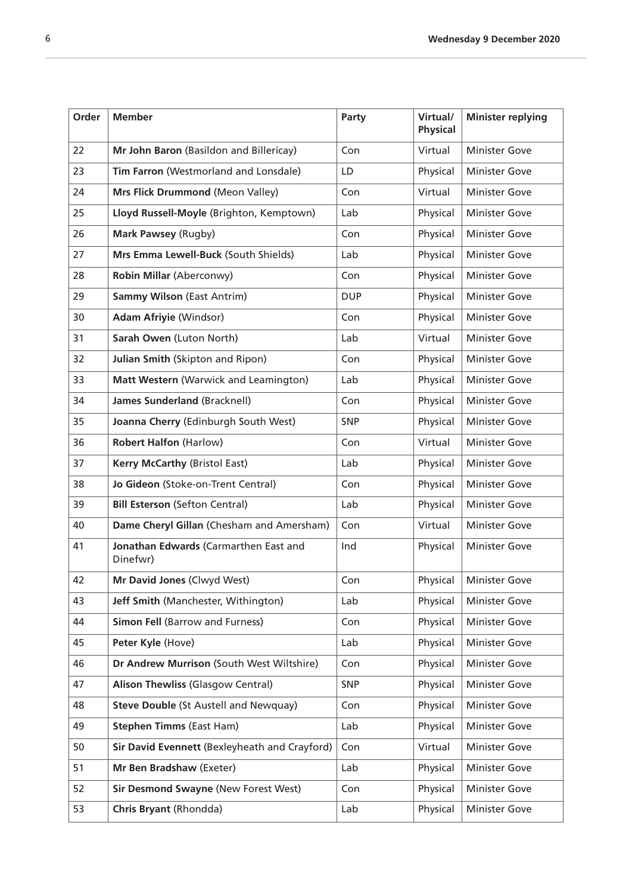| Order | Member | Party | Virtual/ Physical | Minister replying |
|---|---|---|---|---|
| 22 | **Mr John Baron** (Basildon and Billericay) | Con | Virtual | Minister Gove |
| 23 | **Tim Farron** (Westmorland and Lonsdale) | LD | Physical | Minister Gove |
| 24 | **Mrs Flick Drummond** (Meon Valley) | Con | Virtual | Minister Gove |
| 25 | **Lloyd Russell-Moyle** (Brighton, Kemptown) | Lab | Physical | Minister Gove |
| 26 | **Mark Pawsey** (Rugby) | Con | Physical | Minister Gove |
| 27 | **Mrs Emma Lewell-Buck** (South Shields) | Lab | Physical | Minister Gove |
| 28 | **Robin Millar** (Aberconwy) | Con | Physical | Minister Gove |
| 29 | **Sammy Wilson** (East Antrim) | DUP | Physical | Minister Gove |
| 30 | **Adam Afriyie** (Windsor) | Con | Physical | Minister Gove |
| 31 | **Sarah Owen** (Luton North) | Lab | Virtual | Minister Gove |
| 32 | **Julian Smith** (Skipton and Ripon) | Con | Physical | Minister Gove |
| 33 | **Matt Western** (Warwick and Leamington) | Lab | Physical | Minister Gove |
| 34 | **James Sunderland** (Bracknell) | Con | Physical | Minister Gove |
| 35 | **Joanna Cherry** (Edinburgh South West) | SNP | Physical | Minister Gove |
| 36 | **Robert Halfon** (Harlow) | Con | Virtual | Minister Gove |
| 37 | **Kerry McCarthy** (Bristol East) | Lab | Physical | Minister Gove |
| 38 | **Jo Gideon** (Stoke-on-Trent Central) | Con | Physical | Minister Gove |
| 39 | **Bill Esterson** (Sefton Central) | Lab | Physical | Minister Gove |
| 40 | **Dame Cheryl Gillan** (Chesham and Amersham) | Con | Virtual | Minister Gove |
| 41 | **Jonathan Edwards** (Carmarthen East and Dinefwr) | Ind | Physical | Minister Gove |
| 42 | **Mr David Jones** (Clwyd West) | Con | Physical | Minister Gove |
| 43 | **Jeff Smith** (Manchester, Withington) | Lab | Physical | Minister Gove |
| 44 | **Simon Fell** (Barrow and Furness) | Con | Physical | Minister Gove |
| 45 | **Peter Kyle** (Hove) | Lab | Physical | Minister Gove |
| 46 | **Dr Andrew Murrison** (South West Wiltshire) | Con | Physical | Minister Gove |
| 47 | **Alison Thewliss** (Glasgow Central) | SNP | Physical | Minister Gove |
| 48 | **Steve Double** (St Austell and Newquay) | Con | Physical | Minister Gove |
| 49 | **Stephen Timms** (East Ham) | Lab | Physical | Minister Gove |
| 50 | **Sir David Evennett** (Bexleyheath and Crayford) | Con | Virtual | Minister Gove |
| 51 | **Mr Ben Bradshaw** (Exeter) | Lab | Physical | Minister Gove |
| 52 | **Sir Desmond Swayne** (New Forest West) | Con | Physical | Minister Gove |
| 53 | **Chris Bryant** (Rhondda) | Lab | Physical | Minister Gove |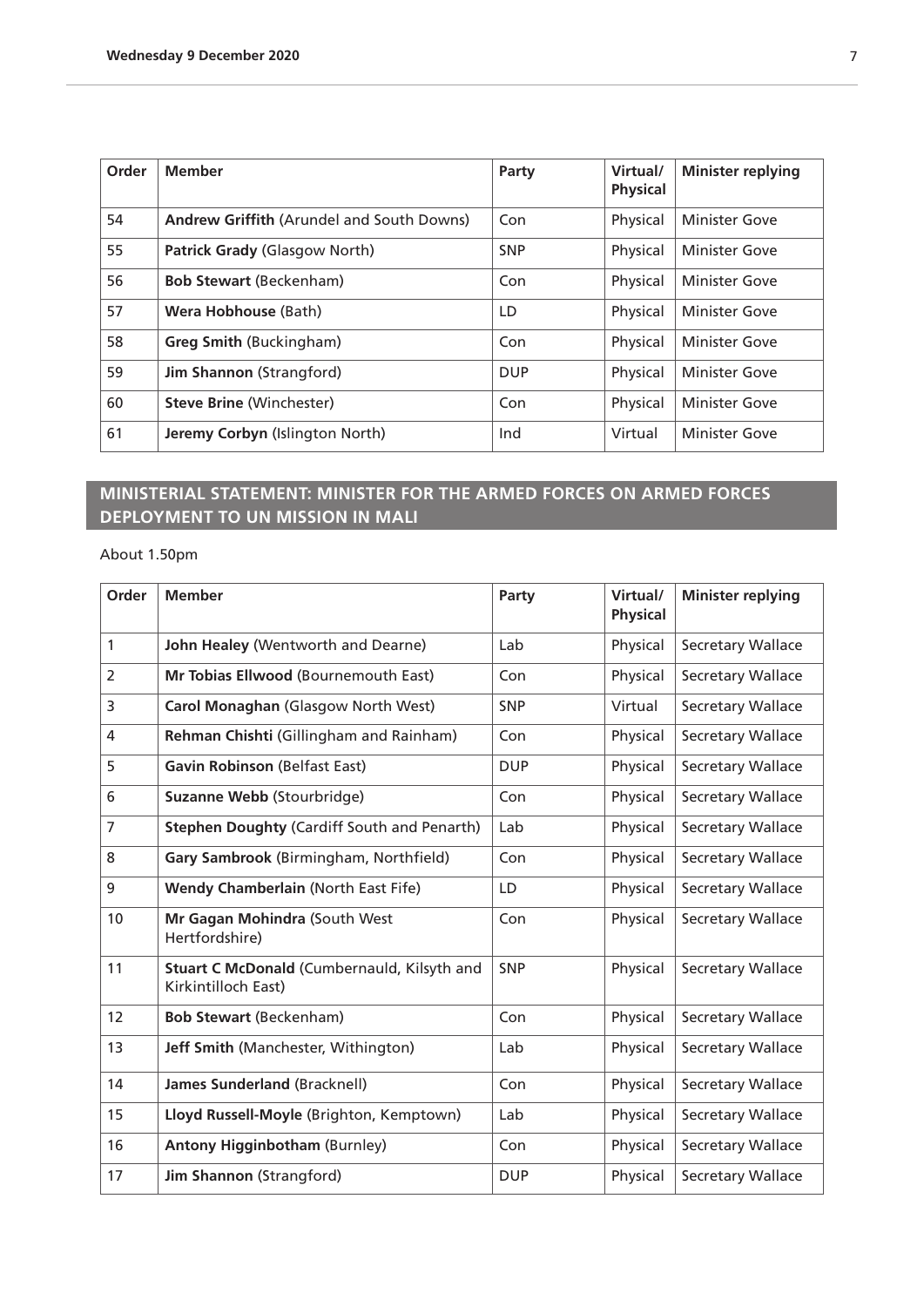| Order | Member | Party | Virtual/ Physical | Minister replying |
|---|---|---|---|---|
| 54 | **Andrew Griffith** (Arundel and South Downs) | Con | Physical | Minister Gove |
| 55 | **Patrick Grady** (Glasgow North) | SNP | Physical | Minister Gove |
| 56 | **Bob Stewart** (Beckenham) | Con | Physical | Minister Gove |
| 57 | **Wera Hobhouse** (Bath) | LD | Physical | Minister Gove |
| 58 | **Greg Smith** (Buckingham) | Con | Physical | Minister Gove |
| 59 | **Jim Shannon** (Strangford) | DUP | Physical | Minister Gove |
| 60 | **Steve Brine** (Winchester) | Con | Physical | Minister Gove |
| 61 | **Jeremy Corbyn** (Islington North) | Ind | Virtual | Minister Gove |

## MINISTERIAL STATEMENT: MINISTER FOR THE ARMED FORCES ON ARMED FORCES DEPLOYMENT TO UN MISSION IN MALI

About 1.50pm

| Order | Member | Party | Virtual/ Physical | Minister replying |
|---|---|---|---|---|
| 1 | **John Healey** (Wentworth and Dearne) | Lab | Physical | Secretary Wallace |
| 2 | **Mr Tobias Ellwood** (Bournemouth East) | Con | Physical | Secretary Wallace |
| 3 | **Carol Monaghan** (Glasgow North West) | SNP | Virtual | Secretary Wallace |
| 4 | **Rehman Chishti** (Gillingham and Rainham) | Con | Physical | Secretary Wallace |
| 5 | **Gavin Robinson** (Belfast East) | DUP | Physical | Secretary Wallace |
| 6 | **Suzanne Webb** (Stourbridge) | Con | Physical | Secretary Wallace |
| 7 | **Stephen Doughty** (Cardiff South and Penarth) | Lab | Physical | Secretary Wallace |
| 8 | **Gary Sambrook** (Birmingham, Northfield) | Con | Physical | Secretary Wallace |
| 9 | **Wendy Chamberlain** (North East Fife) | LD | Physical | Secretary Wallace |
| 10 | **Mr Gagan Mohindra** (South West Hertfordshire) | Con | Physical | Secretary Wallace |
| 11 | **Stuart C McDonald** (Cumbernauld, Kilsyth and Kirkintilloch East) | SNP | Physical | Secretary Wallace |
| 12 | **Bob Stewart** (Beckenham) | Con | Physical | Secretary Wallace |
| 13 | **Jeff Smith** (Manchester, Withington) | Lab | Physical | Secretary Wallace |
| 14 | **James Sunderland** (Bracknell) | Con | Physical | Secretary Wallace |
| 15 | **Lloyd Russell-Moyle** (Brighton, Kemptown) | Lab | Physical | Secretary Wallace |
| 16 | **Antony Higginbotham** (Burnley) | Con | Physical | Secretary Wallace |
| 17 | **Jim Shannon** (Strangford) | DUP | Physical | Secretary Wallace |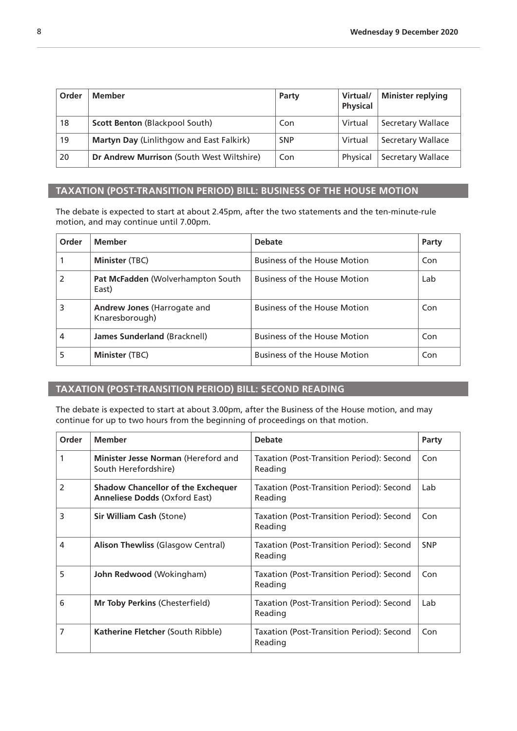| Order | Member | Party | Virtual/ Physical | Minister replying |
| --- | --- | --- | --- | --- |
| 18 | **Scott Benton** (Blackpool South) | Con | Virtual | Secretary Wallace |
| 19 | **Martyn Day** (Linlithgow and East Falkirk) | SNP | Virtual | Secretary Wallace |
| 20 | **Dr Andrew Murrison** (South West Wiltshire) | Con | Physical | Secretary Wallace |

## TAXATION (POST-TRANSITION PERIOD) BILL: BUSINESS OF THE HOUSE MOTION

The debate is expected to start at about 2.45pm, after the two statements and the ten-minute-rule motion, and may continue until 7.00pm.

| Order | Member | Debate | Party |
| --- | --- | --- | --- |
| 1 | **Minister** (TBC) | Business of the House Motion | Con |
| 2 | **Pat McFadden** (Wolverhampton South East) | Business of the House Motion | Lab |
| 3 | **Andrew Jones** (Harrogate and Knaresborough) | Business of the House Motion | Con |
| 4 | **James Sunderland** (Bracknell) | Business of the House Motion | Con |
| 5 | **Minister** (TBC) | Business of the House Motion | Con |

## TAXATION (POST-TRANSITION PERIOD) BILL: SECOND READING

The debate is expected to start at about 3.00pm, after the Business of the House motion, and may continue for up to two hours from the beginning of proceedings on that motion.

| Order | Member | Debate | Party |
| --- | --- | --- | --- |
| 1 | **Minister Jesse Norman** (Hereford and South Herefordshire) | Taxation (Post-Transition Period): Second Reading | Con |
| 2 | **Shadow Chancellor of the Exchequer Anneliese Dodds** (Oxford East) | Taxation (Post-Transition Period): Second Reading | Lab |
| 3 | **Sir William Cash** (Stone) | Taxation (Post-Transition Period): Second Reading | Con |
| 4 | **Alison Thewliss** (Glasgow Central) | Taxation (Post-Transition Period): Second Reading | SNP |
| 5 | **John Redwood** (Wokingham) | Taxation (Post-Transition Period): Second Reading | Con |
| 6 | **Mr Toby Perkins** (Chesterfield) | Taxation (Post-Transition Period): Second Reading | Lab |
| 7 | **Katherine Fletcher** (South Ribble) | Taxation (Post-Transition Period): Second Reading | Con |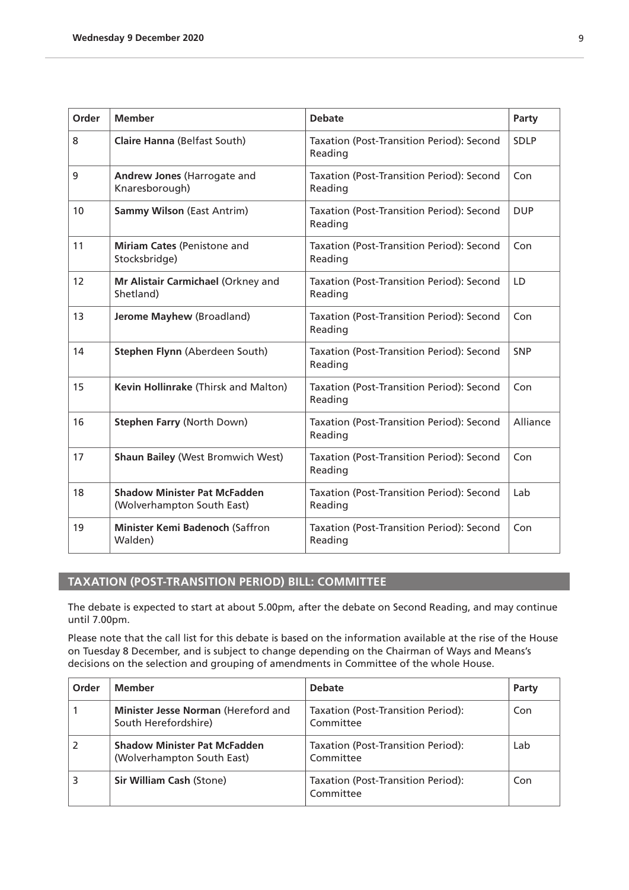| Order | Member | Debate | Party |
|---|---|---|---|
| 8 | **Claire Hanna** (Belfast South) | Taxation (Post-Transition Period): Second Reading | SDLP |
| 9 | **Andrew Jones** (Harrogate and Knaresborough) | Taxation (Post-Transition Period): Second Reading | Con |
| 10 | **Sammy Wilson** (East Antrim) | Taxation (Post-Transition Period): Second Reading | DUP |
| 11 | **Miriam Cates** (Penistone and Stocksbridge) | Taxation (Post-Transition Period): Second Reading | Con |
| 12 | **Mr Alistair Carmichael** (Orkney and Shetland) | Taxation (Post-Transition Period): Second Reading | LD |
| 13 | **Jerome Mayhew** (Broadland) | Taxation (Post-Transition Period): Second Reading | Con |
| 14 | **Stephen Flynn** (Aberdeen South) | Taxation (Post-Transition Period): Second Reading | SNP |
| 15 | **Kevin Hollinrake** (Thirsk and Malton) | Taxation (Post-Transition Period): Second Reading | Con |
| 16 | **Stephen Farry** (North Down) | Taxation (Post-Transition Period): Second Reading | Alliance |
| 17 | **Shaun Bailey** (West Bromwich West) | Taxation (Post-Transition Period): Second Reading | Con |
| 18 | **Shadow Minister Pat McFadden** (Wolverhampton South East) | Taxation (Post-Transition Period): Second Reading | Lab |
| 19 | **Minister Kemi Badenoch** (Saffron Walden) | Taxation (Post-Transition Period): Second Reading | Con |

## TAXATION (POST-TRANSITION PERIOD) BILL: COMMITTEE

The debate is expected to start at about 5.00pm, after the debate on Second Reading, and may continue until 7.00pm.

Please note that the call list for this debate is based on the information available at the rise of the House on Tuesday 8 December, and is subject to change depending on the Chairman of Ways and Means's decisions on the selection and grouping of amendments in Committee of the whole House.

| Order | Member | Debate | Party |
|---|---|---|---|
| 1 | **Minister Jesse Norman** (Hereford and South Herefordshire) | Taxation (Post-Transition Period): Committee | Con |
| 2 | **Shadow Minister Pat McFadden** (Wolverhampton South East) | Taxation (Post-Transition Period): Committee | Lab |
| 3 | **Sir William Cash** (Stone) | Taxation (Post-Transition Period): Committee | Con |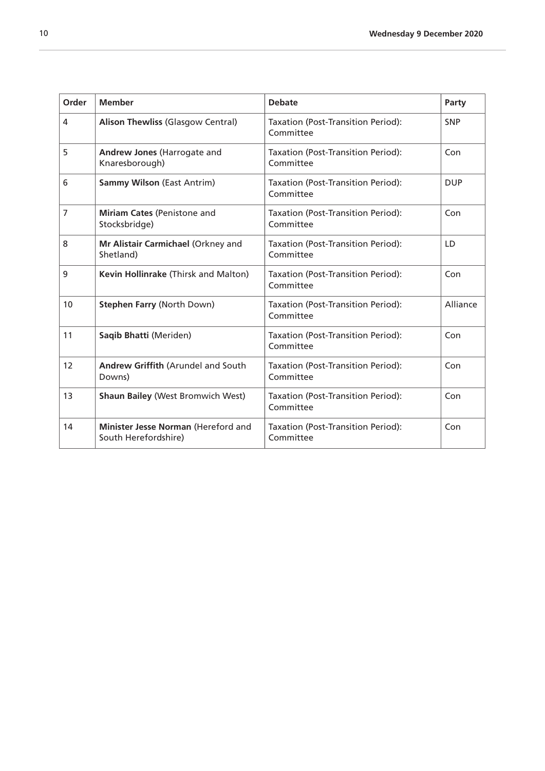| Order | Member | Debate | Party |
|---|---|---|---|
| 4 | **Alison Thewliss** (Glasgow Central) | Taxation (Post-Transition Period): Committee | SNP |
| 5 | **Andrew Jones** (Harrogate and Knaresborough) | Taxation (Post-Transition Period): Committee | Con |
| 6 | **Sammy Wilson** (East Antrim) | Taxation (Post-Transition Period): Committee | DUP |
| 7 | **Miriam Cates** (Penistone and Stocksbridge) | Taxation (Post-Transition Period): Committee | Con |
| 8 | **Mr Alistair Carmichael** (Orkney and Shetland) | Taxation (Post-Transition Period): Committee | LD |
| 9 | **Kevin Hollinrake** (Thirsk and Malton) | Taxation (Post-Transition Period): Committee | Con |
| 10 | **Stephen Farry** (North Down) | Taxation (Post-Transition Period): Committee | Alliance |
| 11 | **Saqib Bhatti** (Meriden) | Taxation (Post-Transition Period): Committee | Con |
| 12 | **Andrew Griffith** (Arundel and South Downs) | Taxation (Post-Transition Period): Committee | Con |
| 13 | **Shaun Bailey** (West Bromwich West) | Taxation (Post-Transition Period): Committee | Con |
| 14 | **Minister Jesse Norman** (Hereford and South Herefordshire) | Taxation (Post-Transition Period): Committee | Con |